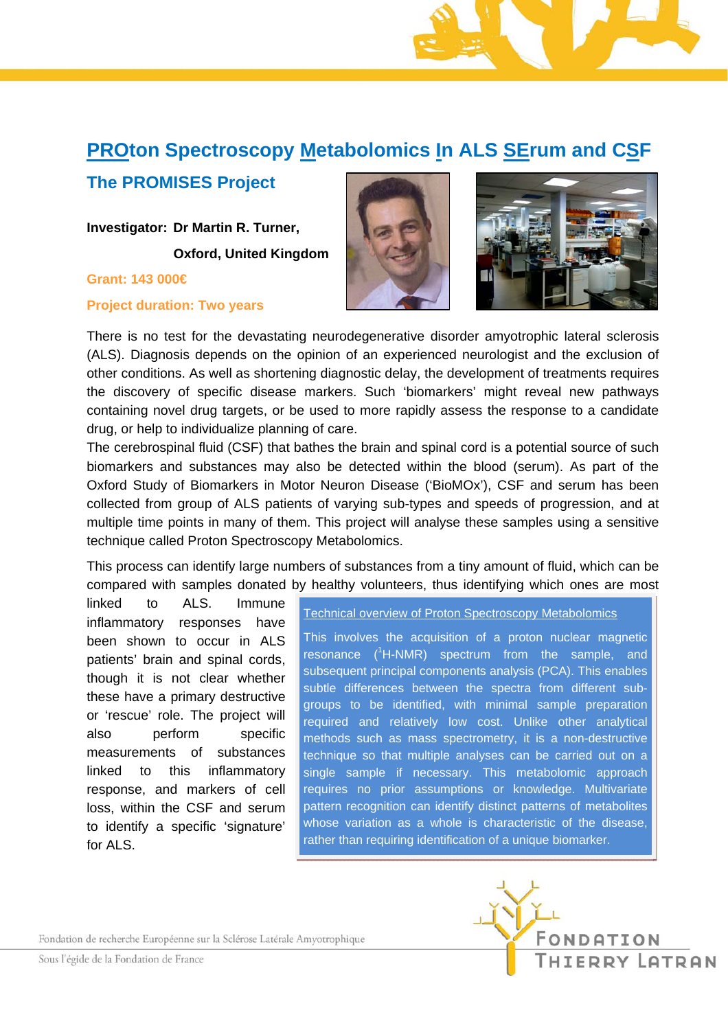# PROton Spectroscopy Metabolomics In ALS SErum and CSF

## The PROMISES Project

**Investigator: Dr Martin R. Turner,**
**Oxford, United Kingdom**

**Grant: 143 000€**

**Project duration: Two years**

There is no test for the devastating neurodegenerative disorder amyotrophic lateral sclerosis (ALS). Diagnosis depends on the opinion of an experienced neurologist and the exclusion of other conditions. As well as shortening diagnostic delay, the development of treatments requires the discovery of specific disease markers. Such 'biomarkers' might reveal new pathways containing novel drug targets, or be used to more rapidly assess the response to a candidate drug, or help to individualize planning of care.

The cerebrospinal fluid (CSF) that bathes the brain and spinal cord is a potential source of such biomarkers and substances may also be detected within the blood (serum). As part of the Oxford Study of Biomarkers in Motor Neuron Disease ('BioMOx'), CSF and serum has been collected from group of ALS patients of varying sub-types and speeds of progression, and at multiple time points in many of them. This project will analyse these samples using a sensitive technique called Proton Spectroscopy Metabolomics.

This process can identify large numbers of substances from a tiny amount of fluid, which can be compared with samples donated by healthy volunteers, thus identifying which ones are most linked to ALS. Immune inflammatory responses have been shown to occur in ALS patients' brain and spinal cords, though it is not clear whether these have a primary destructive or 'rescue' role. The project will also perform specific measurements of substances linked to this inflammatory response, and markers of cell loss, within the CSF and serum to identify a specific 'signature' for ALS.

> **Technical overview of Proton Spectroscopy Metabolomics**
>
> This involves the acquisition of a proton nuclear magnetic resonance ($^{1}$H-NMR) spectrum from the sample, and subsequent principal components analysis (PCA). This enables subtle differences between the spectra from different sub-groups to be identified, with minimal sample preparation required and relatively low cost. Unlike other analytical methods such as mass spectrometry, it is a non-destructive technique so that multiple analyses can be carried out on a single sample if necessary. This metabolomic approach requires no prior assumptions or knowledge. Multivariate pattern recognition can identify distinct patterns of metabolites whose variation as a whole is characteristic of the disease, rather than requiring identification of a unique biomarker.

Fondation de recherche Européenne sur la Sclérose Latérale Amyotrophique

Sous l'égide de la Fondation de France

FONDATION THIERRY LATRAN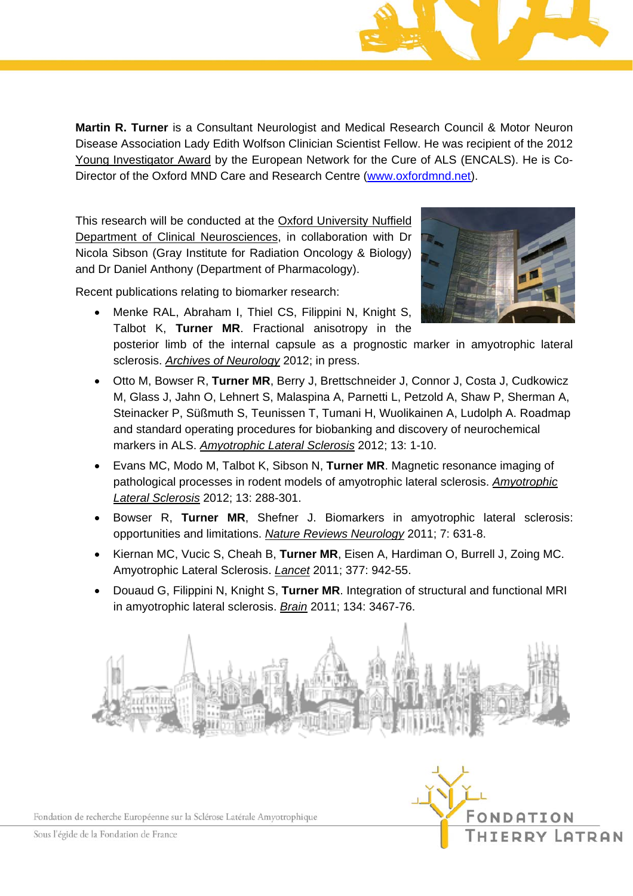**Martin R. Turner** is a Consultant Neurologist and Medical Research Council & Motor Neuron Disease Association Lady Edith Wolfson Clinician Scientist Fellow. He was recipient of the 2012 Young Investigator Award by the European Network for the Cure of ALS (ENCALS). He is Co-Director of the Oxford MND Care and Research Centre (www.oxfordmnd.net).

This research will be conducted at the Oxford University Nuffield Department of Clinical Neurosciences, in collaboration with Dr Nicola Sibson (Gray Institute for Radiation Oncology & Biology) and Dr Daniel Anthony (Department of Pharmacology).

Recent publications relating to biomarker research:

- Menke RAL, Abraham I, Thiel CS, Filippini N, Knight S, Talbot K, **Turner MR**. Fractional anisotropy in the posterior limb of the internal capsule as a prognostic marker in amyotrophic lateral sclerosis. *Archives of Neurology* 2012; in press.
- Otto M, Bowser R, **Turner MR**, Berry J, Brettschneider J, Connor J, Costa J, Cudkowicz M, Glass J, Jahn O, Lehnert S, Malaspina A, Parnetti L, Petzold A, Shaw P, Sherman A, Steinacker P, Süßmuth S, Teunissen T, Tumani H, Wuolikainen A, Ludolph A. Roadmap and standard operating procedures for biobanking and discovery of neurochemical markers in ALS. *Amyotrophic Lateral Sclerosis* 2012; 13: 1-10.
- Evans MC, Modo M, Talbot K, Sibson N, **Turner MR**. Magnetic resonance imaging of pathological processes in rodent models of amyotrophic lateral sclerosis. *Amyotrophic Lateral Sclerosis* 2012; 13: 288-301.
- Bowser R, **Turner MR**, Shefner J. Biomarkers in amyotrophic lateral sclerosis: opportunities and limitations. *Nature Reviews Neurology* 2011; 7: 631-8.
- Kiernan MC, Vucic S, Cheah B, **Turner MR**, Eisen A, Hardiman O, Burrell J, Zoing MC. Amyotrophic Lateral Sclerosis. *Lancet* 2011; 377: 942-55.
- Douaud G, Filippini N, Knight S, **Turner MR**. Integration of structural and functional MRI in amyotrophic lateral sclerosis. *Brain* 2011; 134: 3467-76.

Fondation de recherche Européenne sur la Sclérose Latérale Amyotrophique

Sous l'égide de la Fondation de France

FONDATION THIERRY LATRAN